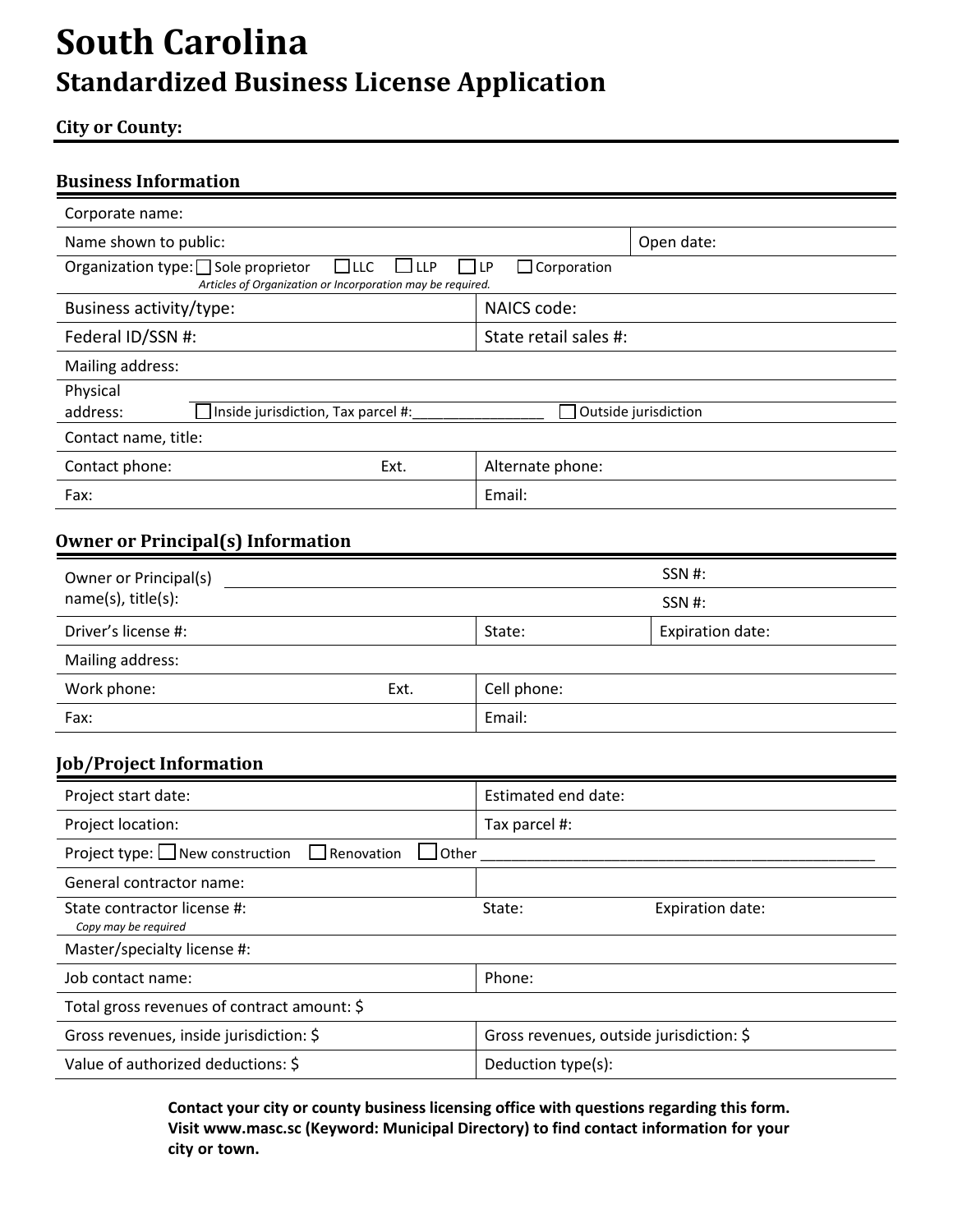# South Carolina

## Standardized Business License Application

**City or County:**

### Business Information

| | |
|---|---|
| Corporate name: | |
| Name shown to public: | Open date: |
| Organization type: ☐ Sole proprietor ☐ LLC ☐ LLP ☐ LP ☐ Corporation<br>*Articles of Organization or Incorporation may be required.* | |
| Business activity/type: | NAICS code: |
| Federal ID/SSN #: | State retail sales #: |
| Mailing address: | |
| Physical address: ☐ Inside jurisdiction, Tax parcel #:________________ ☐ Outside jurisdiction | |
| Contact name, title: | |
| Contact phone: Ext. | Alternate phone: |
| Fax: | Email: |

### Owner or Principal(s) Information

| | | |
|---|---|---|
| Owner or Principal(s) name(s), title(s): | | SSN #: |
| | | SSN #: |
| Driver's license #: | State: | Expiration date: |
| Mailing address: | | |
| Work phone: Ext. | Cell phone: | |
| Fax: | Email: | |

### Job/Project Information

| | | |
|---|---|---|
| Project start date: | Estimated end date: | |
| Project location: | Tax parcel #: | |
| Project type: ☐ New construction ☐ Renovation ☐ Other ________________ | | |
| General contractor name: | | |
| State contractor license #:<br>*Copy may be required* | State: | Expiration date: |
| Master/specialty license #: | | |
| Job contact name: | Phone: | |
| Total gross revenues of contract amount: $ | | |
| Gross revenues, inside jurisdiction: $ | Gross revenues, outside jurisdiction: $ | |
| Value of authorized deductions: $ | Deduction type(s): | |

**Contact your city or county business licensing office with questions regarding this form. Visit www.masc.sc (Keyword: Municipal Directory) to find contact information for your city or town.**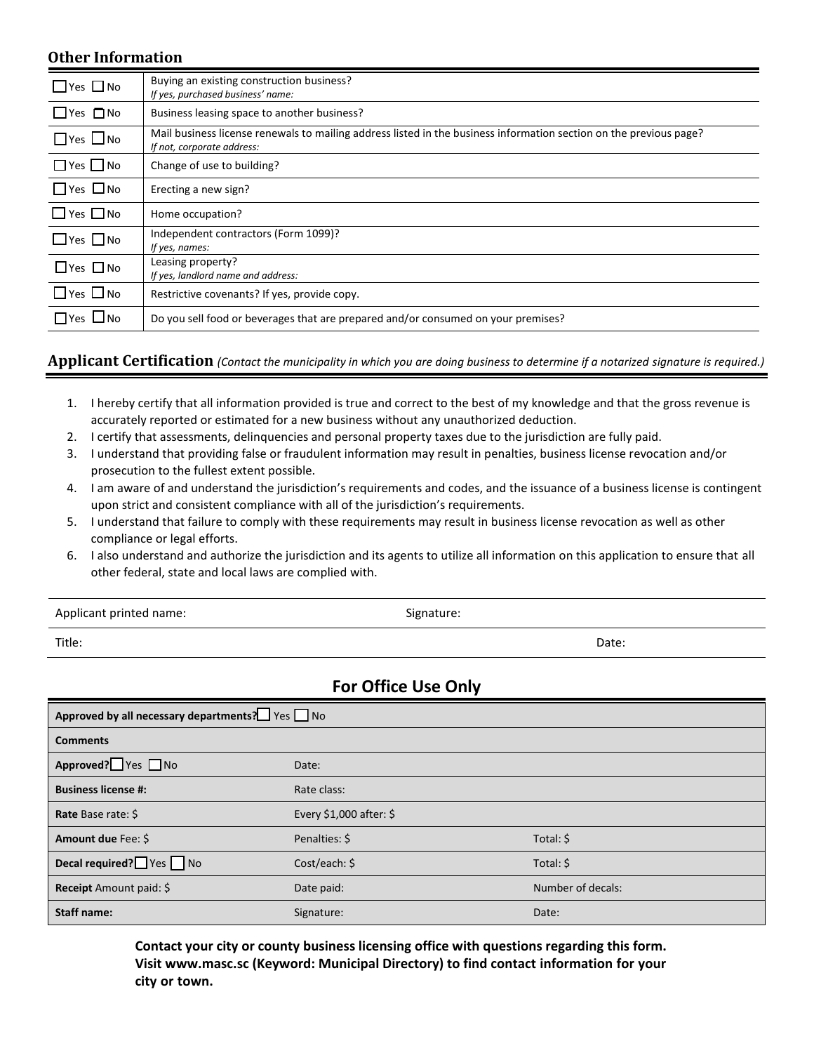## Other Information

| | |
|---|---|
| ☐ Yes ☐ No | Buying an existing construction business?<br>*If yes, purchased business' name:* |
| ☐ Yes ☐ No | Business leasing space to another business? |
| ☐ Yes ☐ No | Mail business license renewals to mailing address listed in the business information section on the previous page?<br>*If not, corporate address:* |
| ☐ Yes ☐ No | Change of use to building? |
| ☐ Yes ☐ No | Erecting a new sign? |
| ☐ Yes ☐ No | Home occupation? |
| ☐ Yes ☐ No | Independent contractors (Form 1099)?<br>*If yes, names:* |
| ☐ Yes ☐ No | Leasing property?<br>*If yes, landlord name and address:* |
| ☐ Yes ☐ No | Restrictive covenants? If yes, provide copy. |
| ☐ Yes ☐ No | Do you sell food or beverages that are prepared and/or consumed on your premises? |

## Applicant Certification *(Contact the municipality in which you are doing business to determine if a notarized signature is required.)*

1. I hereby certify that all information provided is true and correct to the best of my knowledge and that the gross revenue is accurately reported or estimated for a new business without any unauthorized deduction.
2. I certify that assessments, delinquencies and personal property taxes due to the jurisdiction are fully paid.
3. I understand that providing false or fraudulent information may result in penalties, business license revocation and/or prosecution to the fullest extent possible.
4. I am aware of and understand the jurisdiction's requirements and codes, and the issuance of a business license is contingent upon strict and consistent compliance with all of the jurisdiction's requirements.
5. I understand that failure to comply with these requirements may result in business license revocation as well as other compliance or legal efforts.
6. I also understand and authorize the jurisdiction and its agents to utilize all information on this application to ensure that all other federal, state and local laws are complied with.

| | |
|---|---|
| Applicant printed name: | Signature: |
| Title: | Date: |

## For Office Use Only

| | | |
|---|---|---|
| **Approved by all necessary departments?** ☐ Yes ☐ No | | |
| **Comments** | | |
| **Approved?** ☐ Yes ☐ No | Date: | |
| **Business license #:** | Rate class: | |
| **Rate** Base rate: $ | Every $1,000 after: $ | |
| **Amount due** Fee: $ | Penalties: $ | Total: $ |
| **Decal required?** ☐ Yes ☐ No | Cost/each: $ | Total: $ |
| **Receipt** Amount paid: $ | Date paid: | Number of decals: |
| **Staff name:** | Signature: | Date: |

**Contact your city or county business licensing office with questions regarding this form. Visit www.masc.sc (Keyword: Municipal Directory) to find contact information for your city or town.**